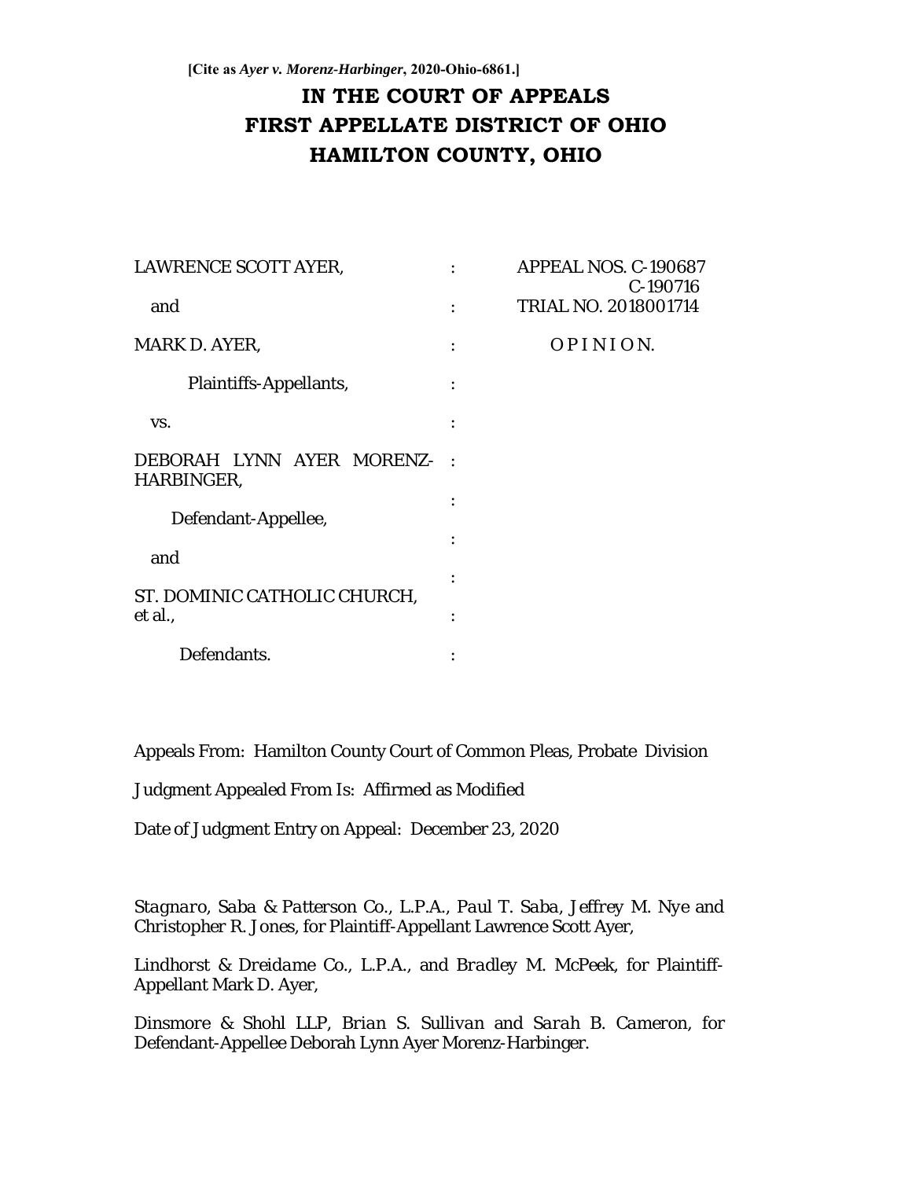**[Cite as *Ayer v. Morenz-Harbinger*, 2020-Ohio-6861.]**

# IN THE COURT OF APPEALS
# FIRST APPELLATE DISTRICT OF OHIO
# HAMILTON COUNTY, OHIO

| | | |
|---|---|---|
| LAWRENCE SCOTT AYER, | : | APPEAL NOS. C-190687 C-190716 |
| and | : | TRIAL NO. 2018001714 |
| MARK D. AYER, | : | O P I N I O N. |
| Plaintiffs-Appellants, | : | |
| vs. | : | |
| DEBORAH LYNN AYER MORENZ-HARBINGER, | : | |
| Defendant-Appellee, | : | |
| and | : | |
| ST. DOMINIC CATHOLIC CHURCH, et al., | : | |
| Defendants. | : | |

Appeals From: Hamilton County Court of Common Pleas, Probate Division

Judgment Appealed From Is: Affirmed as Modified

Date of Judgment Entry on Appeal: December 23, 2020

*Stagnaro, Saba & Patterson Co., L.P.A., Paul T. Saba, Jeffrey M. Nye* and Christopher R. Jones, for Plaintiff-Appellant Lawrence Scott Ayer,

*Lindhorst & Dreidame Co., L.P.A.,* and *Bradley M. McPeek*, for Plaintiff-Appellant Mark D. Ayer,

*Dinsmore & Shohl LLP, Brian S. Sullivan* and *Sarah B. Cameron*, for Defendant-Appellee Deborah Lynn Ayer Morenz-Harbinger.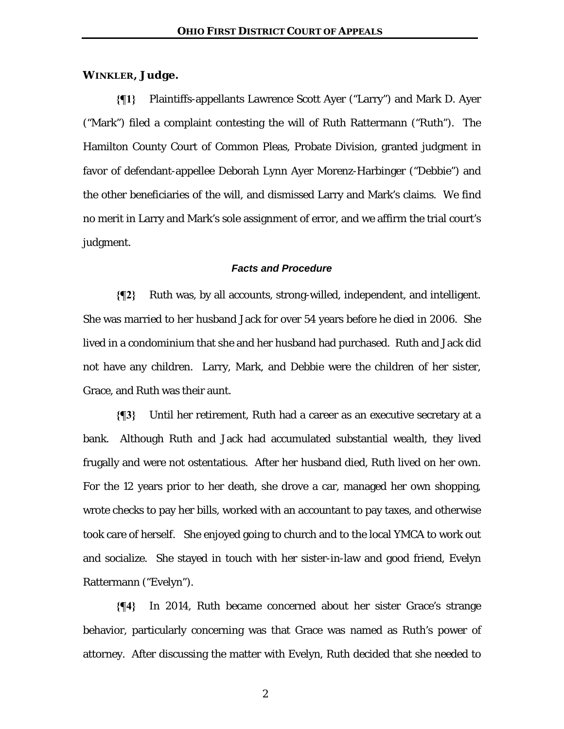**WINKLER, Judge.**

**{¶1}** Plaintiffs-appellants Lawrence Scott Ayer ("Larry") and Mark D. Ayer ("Mark") filed a complaint contesting the will of Ruth Rattermann ("Ruth"). The Hamilton County Court of Common Pleas, Probate Division, granted judgment in favor of defendant-appellee Deborah Lynn Ayer Morenz-Harbinger ("Debbie") and the other beneficiaries of the will, and dismissed Larry and Mark's claims. We find no merit in Larry and Mark's sole assignment of error, and we affirm the trial court's judgment.

***Facts and Procedure***

**{¶2}** Ruth was, by all accounts, strong-willed, independent, and intelligent. She was married to her husband Jack for over 54 years before he died in 2006. She lived in a condominium that she and her husband had purchased. Ruth and Jack did not have any children. Larry, Mark, and Debbie were the children of her sister, Grace, and Ruth was their aunt.

**{¶3}** Until her retirement, Ruth had a career as an executive secretary at a bank. Although Ruth and Jack had accumulated substantial wealth, they lived frugally and were not ostentatious. After her husband died, Ruth lived on her own. For the 12 years prior to her death, she drove a car, managed her own shopping, wrote checks to pay her bills, worked with an accountant to pay taxes, and otherwise took care of herself. She enjoyed going to church and to the local YMCA to work out and socialize. She stayed in touch with her sister-in-law and good friend, Evelyn Rattermann ("Evelyn").

**{¶4}** In 2014, Ruth became concerned about her sister Grace's strange behavior, particularly concerning was that Grace was named as Ruth's power of attorney. After discussing the matter with Evelyn, Ruth decided that she needed to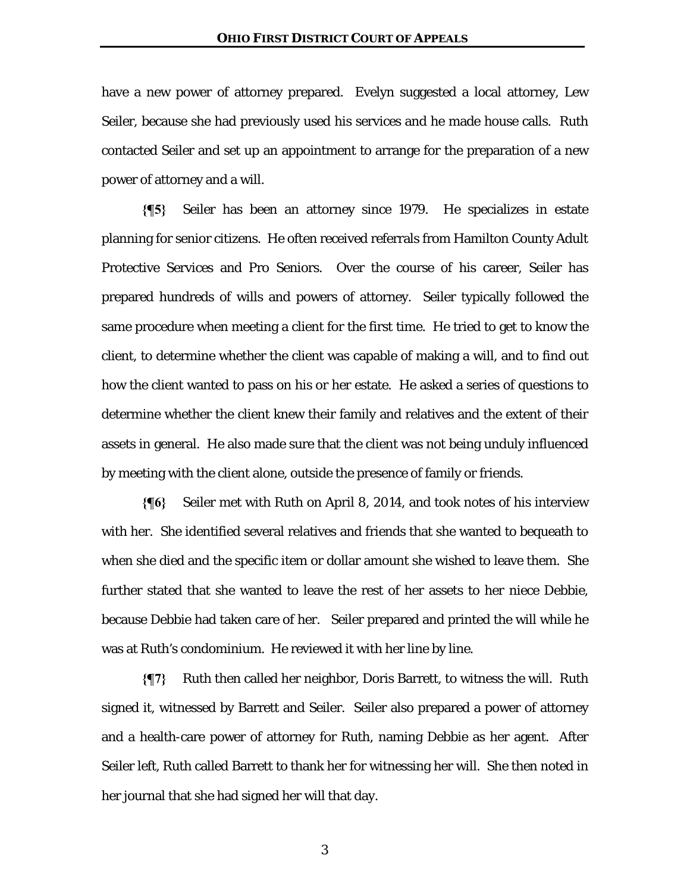have a new power of attorney prepared. Evelyn suggested a local attorney, Lew Seiler, because she had previously used his services and he made house calls. Ruth contacted Seiler and set up an appointment to arrange for the preparation of a new power of attorney and a will.

**{¶5}** Seiler has been an attorney since 1979. He specializes in estate planning for senior citizens. He often received referrals from Hamilton County Adult Protective Services and Pro Seniors. Over the course of his career, Seiler has prepared hundreds of wills and powers of attorney. Seiler typically followed the same procedure when meeting a client for the first time. He tried to get to know the client, to determine whether the client was capable of making a will, and to find out how the client wanted to pass on his or her estate. He asked a series of questions to determine whether the client knew their family and relatives and the extent of their assets in general. He also made sure that the client was not being unduly influenced by meeting with the client alone, outside the presence of family or friends.

**{¶6}** Seiler met with Ruth on April 8, 2014, and took notes of his interview with her. She identified several relatives and friends that she wanted to bequeath to when she died and the specific item or dollar amount she wished to leave them. She further stated that she wanted to leave the rest of her assets to her niece Debbie, because Debbie had taken care of her. Seiler prepared and printed the will while he was at Ruth's condominium. He reviewed it with her line by line.

**{¶7}** Ruth then called her neighbor, Doris Barrett, to witness the will. Ruth signed it, witnessed by Barrett and Seiler. Seiler also prepared a power of attorney and a health-care power of attorney for Ruth, naming Debbie as her agent. After Seiler left, Ruth called Barrett to thank her for witnessing her will. She then noted in her journal that she had signed her will that day.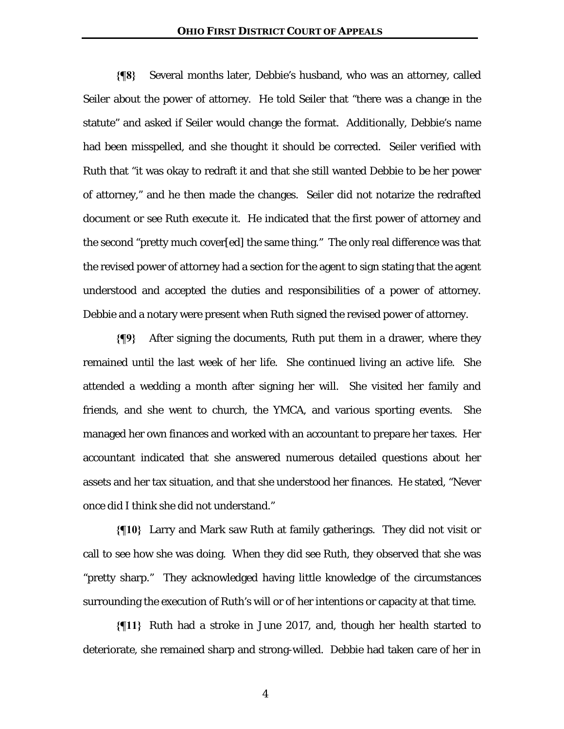**{¶8}** Several months later, Debbie's husband, who was an attorney, called Seiler about the power of attorney. He told Seiler that "there was a change in the statute" and asked if Seiler would change the format. Additionally, Debbie's name had been misspelled, and she thought it should be corrected. Seiler verified with Ruth that "it was okay to redraft it and that she still wanted Debbie to be her power of attorney," and he then made the changes. Seiler did not notarize the redrafted document or see Ruth execute it. He indicated that the first power of attorney and the second "pretty much cover[ed] the same thing." The only real difference was that the revised power of attorney had a section for the agent to sign stating that the agent understood and accepted the duties and responsibilities of a power of attorney. Debbie and a notary were present when Ruth signed the revised power of attorney.

**{¶9}** After signing the documents, Ruth put them in a drawer, where they remained until the last week of her life. She continued living an active life. She attended a wedding a month after signing her will. She visited her family and friends, and she went to church, the YMCA, and various sporting events. She managed her own finances and worked with an accountant to prepare her taxes. Her accountant indicated that she answered numerous detailed questions about her assets and her tax situation, and that she understood her finances. He stated, "Never once did I think she did not understand."

**{¶10}** Larry and Mark saw Ruth at family gatherings. They did not visit or call to see how she was doing. When they did see Ruth, they observed that she was "pretty sharp." They acknowledged having little knowledge of the circumstances surrounding the execution of Ruth's will or of her intentions or capacity at that time.

**{¶11}** Ruth had a stroke in June 2017, and, though her health started to deteriorate, she remained sharp and strong-willed. Debbie had taken care of her in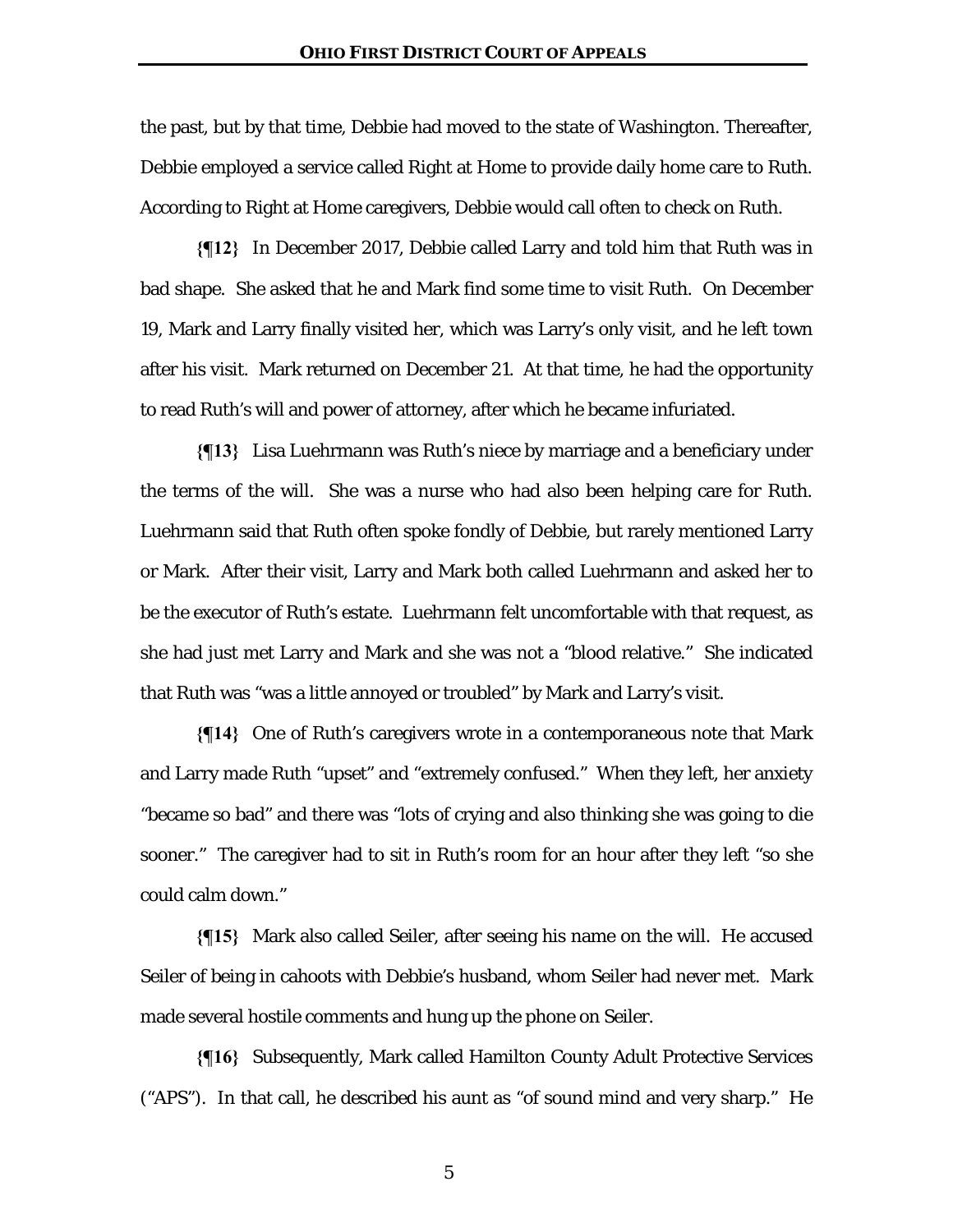the past, but by that time, Debbie had moved to the state of Washington. Thereafter, Debbie employed a service called Right at Home to provide daily home care to Ruth. According to Right at Home caregivers, Debbie would call often to check on Ruth.

**{¶12}** In December 2017, Debbie called Larry and told him that Ruth was in bad shape. She asked that he and Mark find some time to visit Ruth. On December 19, Mark and Larry finally visited her, which was Larry's only visit, and he left town after his visit. Mark returned on December 21. At that time, he had the opportunity to read Ruth's will and power of attorney, after which he became infuriated.

**{¶13}** Lisa Luehrmann was Ruth's niece by marriage and a beneficiary under the terms of the will. She was a nurse who had also been helping care for Ruth. Luehrmann said that Ruth often spoke fondly of Debbie, but rarely mentioned Larry or Mark. After their visit, Larry and Mark both called Luehrmann and asked her to be the executor of Ruth's estate. Luehrmann felt uncomfortable with that request, as she had just met Larry and Mark and she was not a "blood relative." She indicated that Ruth was "was a little annoyed or troubled" by Mark and Larry's visit.

**{¶14}** One of Ruth's caregivers wrote in a contemporaneous note that Mark and Larry made Ruth "upset" and "extremely confused." When they left, her anxiety "became so bad" and there was "lots of crying and also thinking she was going to die sooner." The caregiver had to sit in Ruth's room for an hour after they left "so she could calm down."

**{¶15}** Mark also called Seiler, after seeing his name on the will. He accused Seiler of being in cahoots with Debbie's husband, whom Seiler had never met. Mark made several hostile comments and hung up the phone on Seiler.

**{¶16}** Subsequently, Mark called Hamilton County Adult Protective Services ("APS"). In that call, he described his aunt as "of sound mind and very sharp." He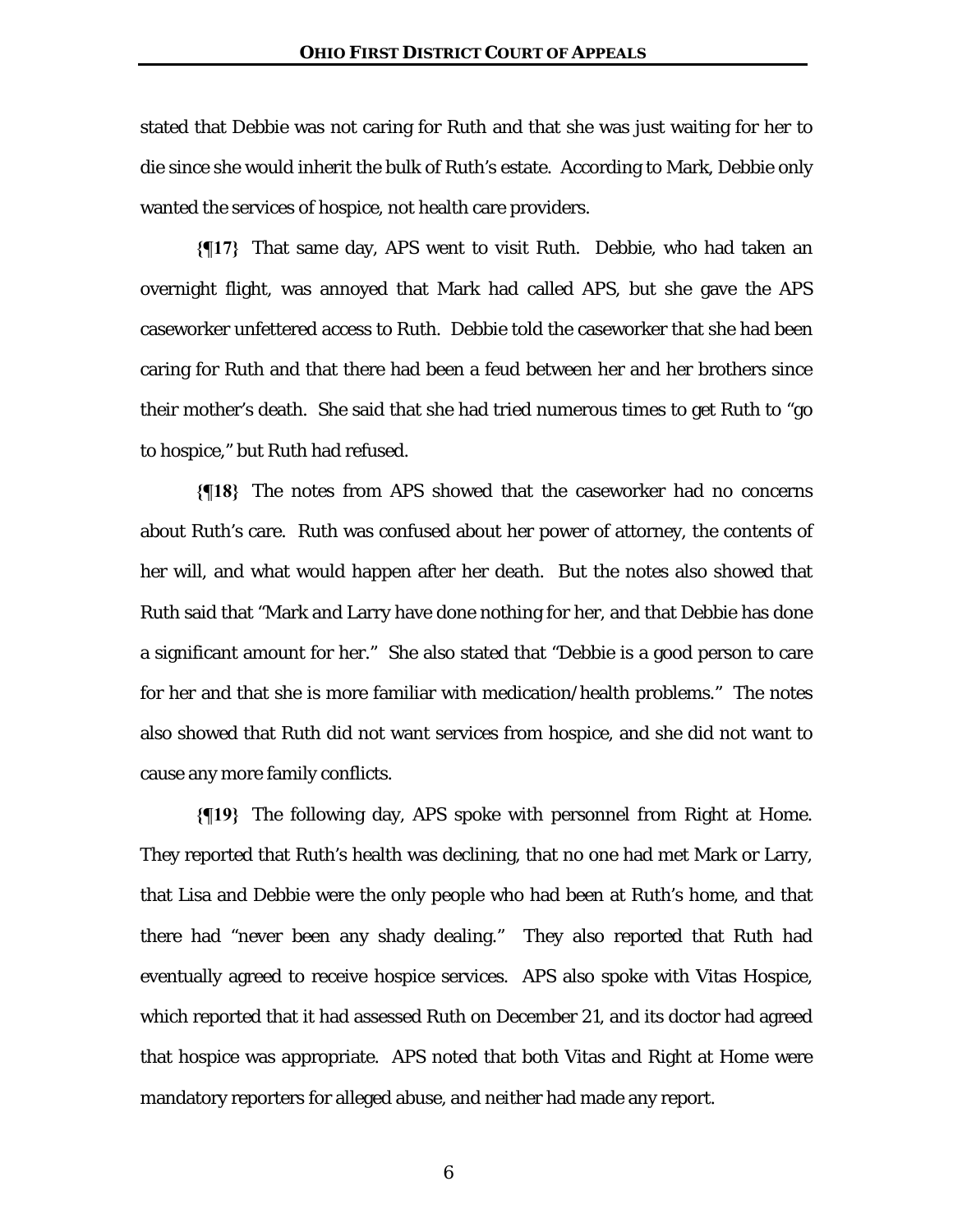stated that Debbie was not caring for Ruth and that she was just waiting for her to die since she would inherit the bulk of Ruth's estate. According to Mark, Debbie only wanted the services of hospice, not health care providers.

**{¶17}** That same day, APS went to visit Ruth. Debbie, who had taken an overnight flight, was annoyed that Mark had called APS, but she gave the APS caseworker unfettered access to Ruth. Debbie told the caseworker that she had been caring for Ruth and that there had been a feud between her and her brothers since their mother's death. She said that she had tried numerous times to get Ruth to "go to hospice," but Ruth had refused.

**{¶18}** The notes from APS showed that the caseworker had no concerns about Ruth's care. Ruth was confused about her power of attorney, the contents of her will, and what would happen after her death. But the notes also showed that Ruth said that "Mark and Larry have done nothing for her, and that Debbie has done a significant amount for her." She also stated that "Debbie is a good person to care for her and that she is more familiar with medication/health problems." The notes also showed that Ruth did not want services from hospice, and she did not want to cause any more family conflicts.

**{¶19}** The following day, APS spoke with personnel from Right at Home. They reported that Ruth's health was declining, that no one had met Mark or Larry, that Lisa and Debbie were the only people who had been at Ruth's home, and that there had "never been any shady dealing." They also reported that Ruth had eventually agreed to receive hospice services. APS also spoke with Vitas Hospice, which reported that it had assessed Ruth on December 21, and its doctor had agreed that hospice was appropriate. APS noted that both Vitas and Right at Home were mandatory reporters for alleged abuse, and neither had made any report.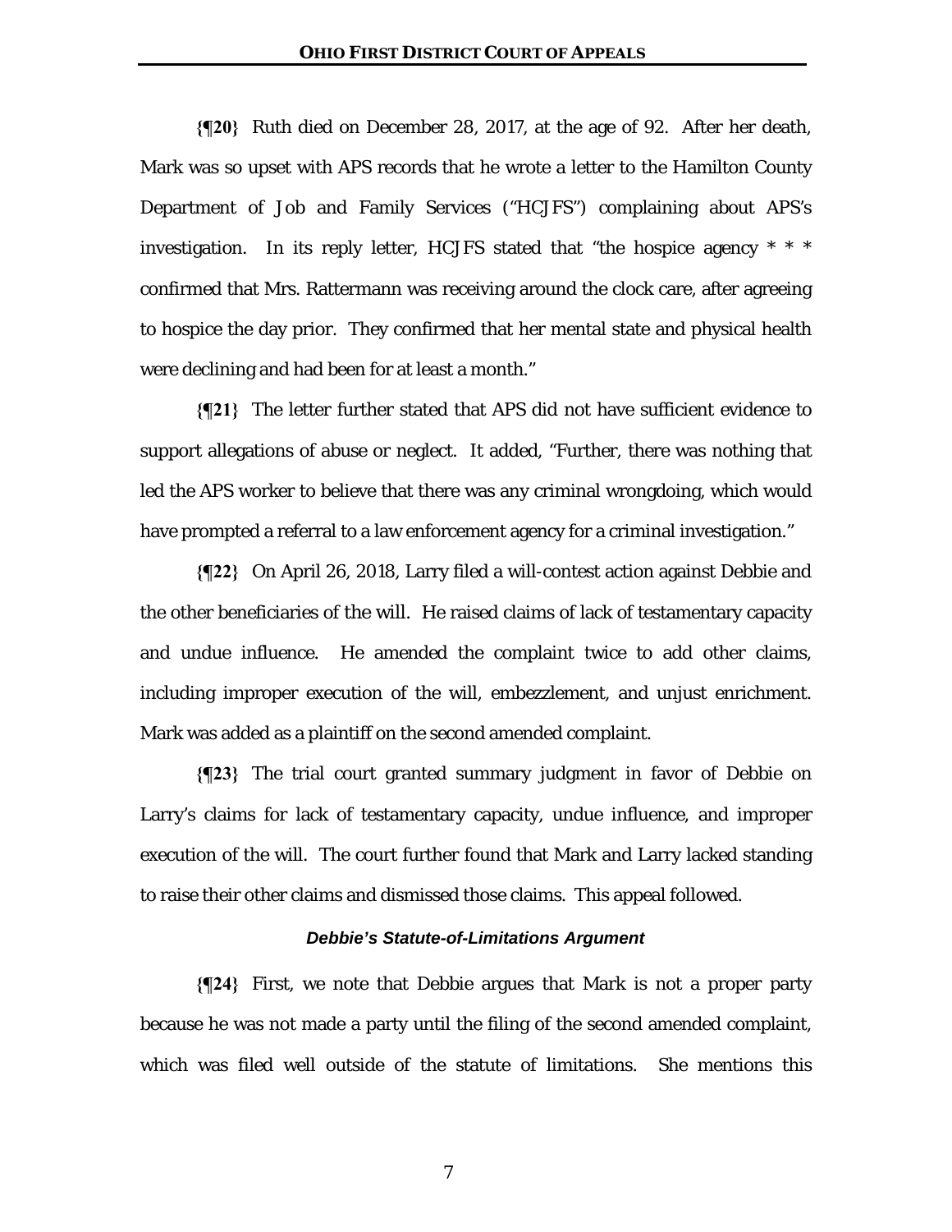**{¶20}** Ruth died on December 28, 2017, at the age of 92. After her death, Mark was so upset with APS records that he wrote a letter to the Hamilton County Department of Job and Family Services ("HCJFS") complaining about APS's investigation. In its reply letter, HCJFS stated that "the hospice agency * * * confirmed that Mrs. Rattermann was receiving around the clock care, after agreeing to hospice the day prior. They confirmed that her mental state and physical health were declining and had been for at least a month."

**{¶21}** The letter further stated that APS did not have sufficient evidence to support allegations of abuse or neglect. It added, "Further, there was nothing that led the APS worker to believe that there was any criminal wrongdoing, which would have prompted a referral to a law enforcement agency for a criminal investigation."

**{¶22}** On April 26, 2018, Larry filed a will-contest action against Debbie and the other beneficiaries of the will. He raised claims of lack of testamentary capacity and undue influence. He amended the complaint twice to add other claims, including improper execution of the will, embezzlement, and unjust enrichment. Mark was added as a plaintiff on the second amended complaint.

**{¶23}** The trial court granted summary judgment in favor of Debbie on Larry's claims for lack of testamentary capacity, undue influence, and improper execution of the will. The court further found that Mark and Larry lacked standing to raise their other claims and dismissed those claims. This appeal followed.

### ***Debbie's Statute-of-Limitations Argument***

**{¶24}** First, we note that Debbie argues that Mark is not a proper party because he was not made a party until the filing of the second amended complaint, which was filed well outside of the statute of limitations. She mentions this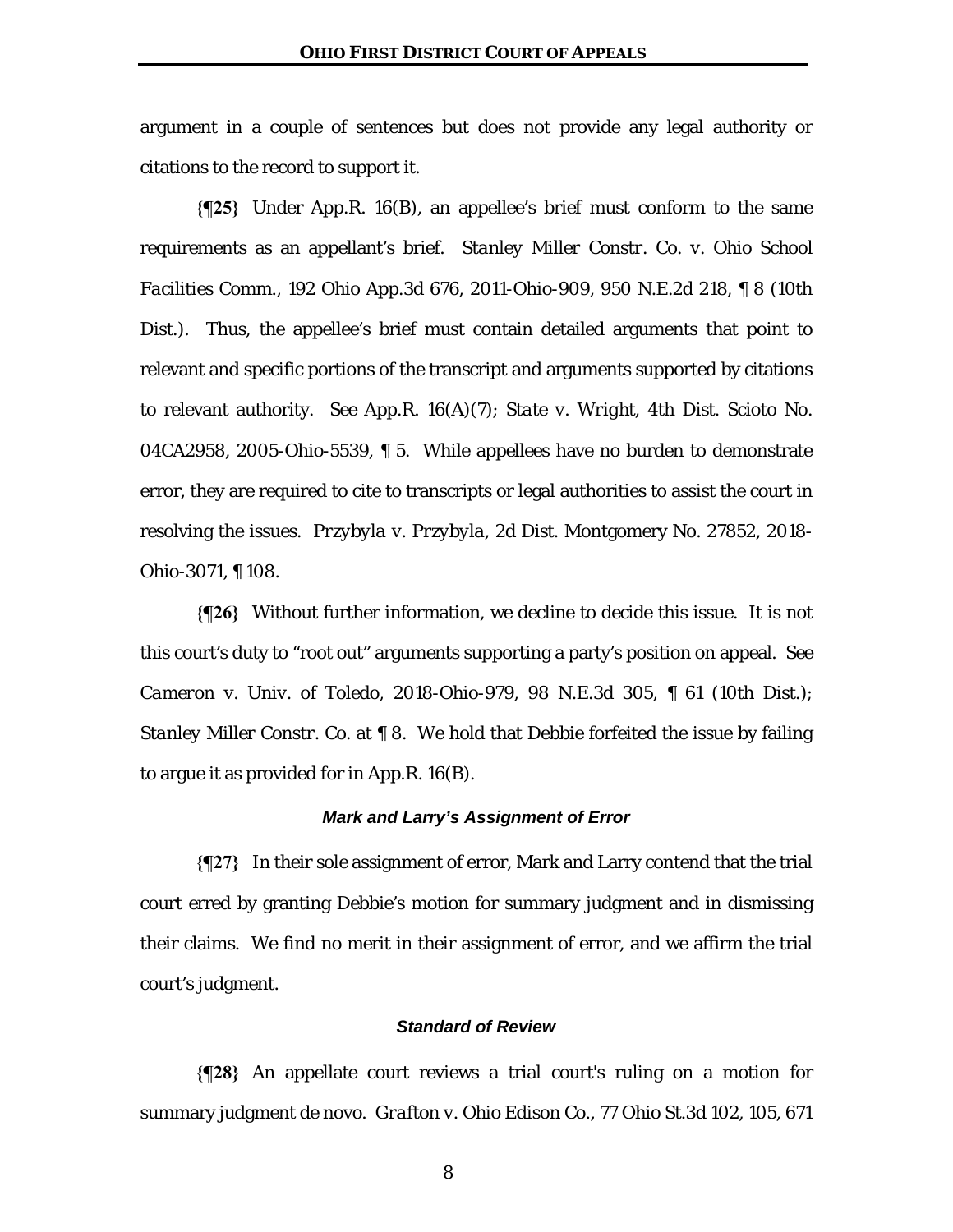argument in a couple of sentences but does not provide any legal authority or citations to the record to support it.

**{¶25}** Under App.R. 16(B), an appellee's brief must conform to the same requirements as an appellant's brief. *Stanley Miller Constr. Co. v. Ohio School Facilities Comm.*, 192 Ohio App.3d 676, 2011-Ohio-909, 950 N.E.2d 218, ¶ 8 (10th Dist.). Thus, the appellee's brief must contain detailed arguments that point to relevant and specific portions of the transcript and arguments supported by citations to relevant authority. *See* App.R. 16(A)(7); *State v. Wright*, 4th Dist. Scioto No. 04CA2958, 2005-Ohio-5539, ¶ 5. While appellees have no burden to demonstrate error, they are required to cite to transcripts or legal authorities to assist the court in resolving the issues. *Przybyla v. Przybyla*, 2d Dist. Montgomery No. 27852, 2018-Ohio-3071, ¶ 108.

**{¶26}** Without further information, we decline to decide this issue. It is not this court's duty to "root out" arguments supporting a party's position on appeal. *See Cameron v. Univ. of Toledo*, 2018-Ohio-979, 98 N.E.3d 305, ¶ 61 (10th Dist.); *Stanley Miller Constr. Co.* at ¶ 8. We hold that Debbie forfeited the issue by failing to argue it as provided for in App.R. 16(B).

### *Mark and Larry's Assignment of Error*

**{¶27}** In their sole assignment of error, Mark and Larry contend that the trial court erred by granting Debbie's motion for summary judgment and in dismissing their claims. We find no merit in their assignment of error, and we affirm the trial court's judgment.

### *Standard of Review*

**{¶28}** An appellate court reviews a trial court's ruling on a motion for summary judgment de novo. *Grafton v. Ohio Edison Co.*, 77 Ohio St.3d 102, 105, 671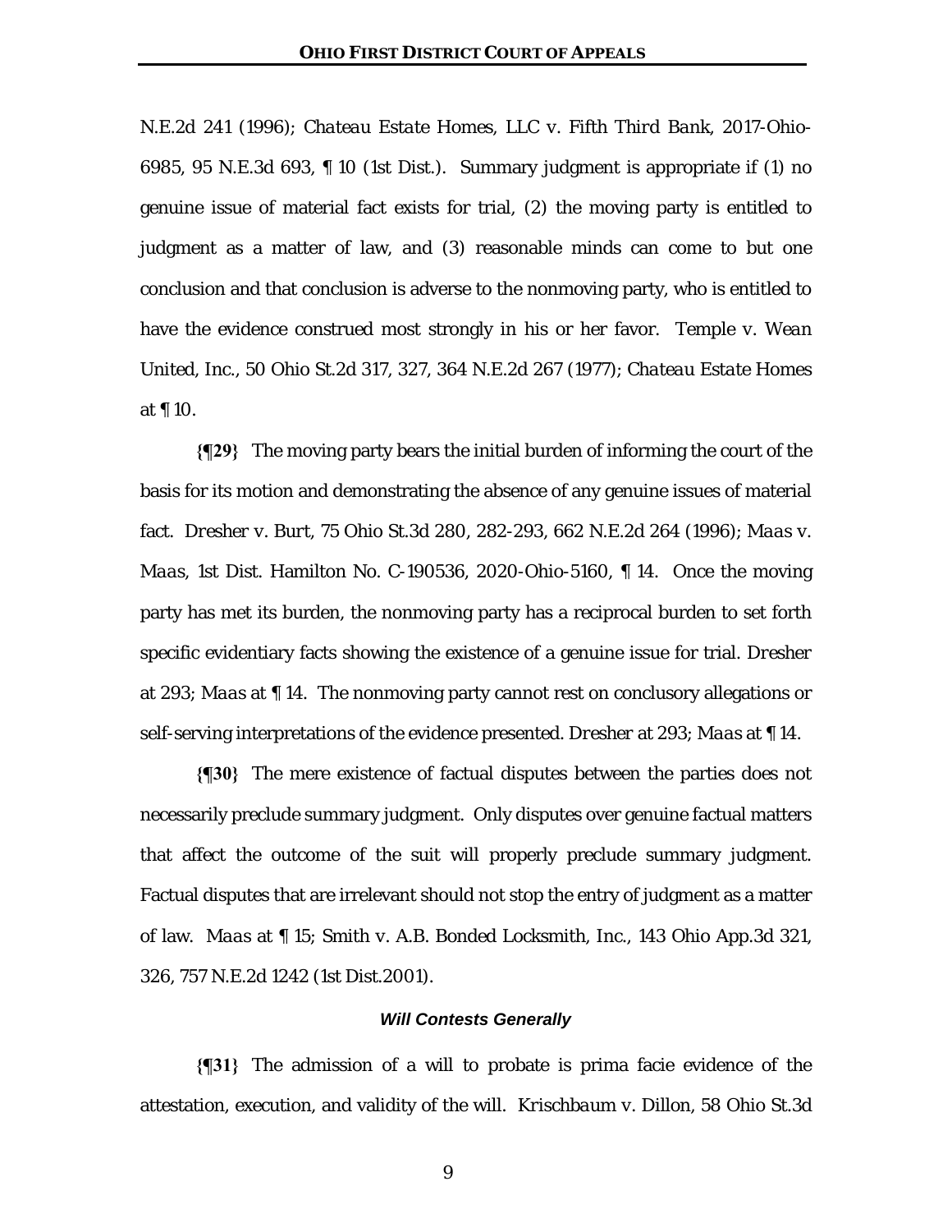N.E.2d 241 (1996); *Chateau Estate Homes, LLC v. Fifth Third Bank*, 2017-Ohio-6985, 95 N.E.3d 693, ¶ 10 (1st Dist.). Summary judgment is appropriate if (1) no genuine issue of material fact exists for trial, (2) the moving party is entitled to judgment as a matter of law, and (3) reasonable minds can come to but one conclusion and that conclusion is adverse to the nonmoving party, who is entitled to have the evidence construed most strongly in his or her favor. *Temple v. Wean United, Inc.*, 50 Ohio St.2d 317, 327, 364 N.E.2d 267 (1977); *Chateau Estate Homes* at ¶ 10.

**{¶29}** The moving party bears the initial burden of informing the court of the basis for its motion and demonstrating the absence of any genuine issues of material fact. *Dresher v. Burt*, 75 Ohio St.3d 280, 282-293, 662 N.E.2d 264 (1996); *Maas v. Maas*, 1st Dist. Hamilton No. C-190536, 2020-Ohio-5160, ¶ 14. Once the moving party has met its burden, the nonmoving party has a reciprocal burden to set forth specific evidentiary facts showing the existence of a genuine issue for trial. *Dresher* at 293; *Maas* at ¶ 14. The nonmoving party cannot rest on conclusory allegations or self-serving interpretations of the evidence presented. *Dresher* at 293; *Maas* at ¶ 14.

**{¶30}** The mere existence of factual disputes between the parties does not necessarily preclude summary judgment. Only disputes over genuine factual matters that affect the outcome of the suit will properly preclude summary judgment. Factual disputes that are irrelevant should not stop the entry of judgment as a matter of law. *Maas* at ¶ 15; *Smith v. A.B. Bonded Locksmith, Inc.*, 143 Ohio App.3d 321, 326, 757 N.E.2d 1242 (1st Dist.2001).

### *Will Contests Generally*

**{¶31}** The admission of a will to probate is prima facie evidence of the attestation, execution, and validity of the will. *Krischbaum v. Dillon*, 58 Ohio St.3d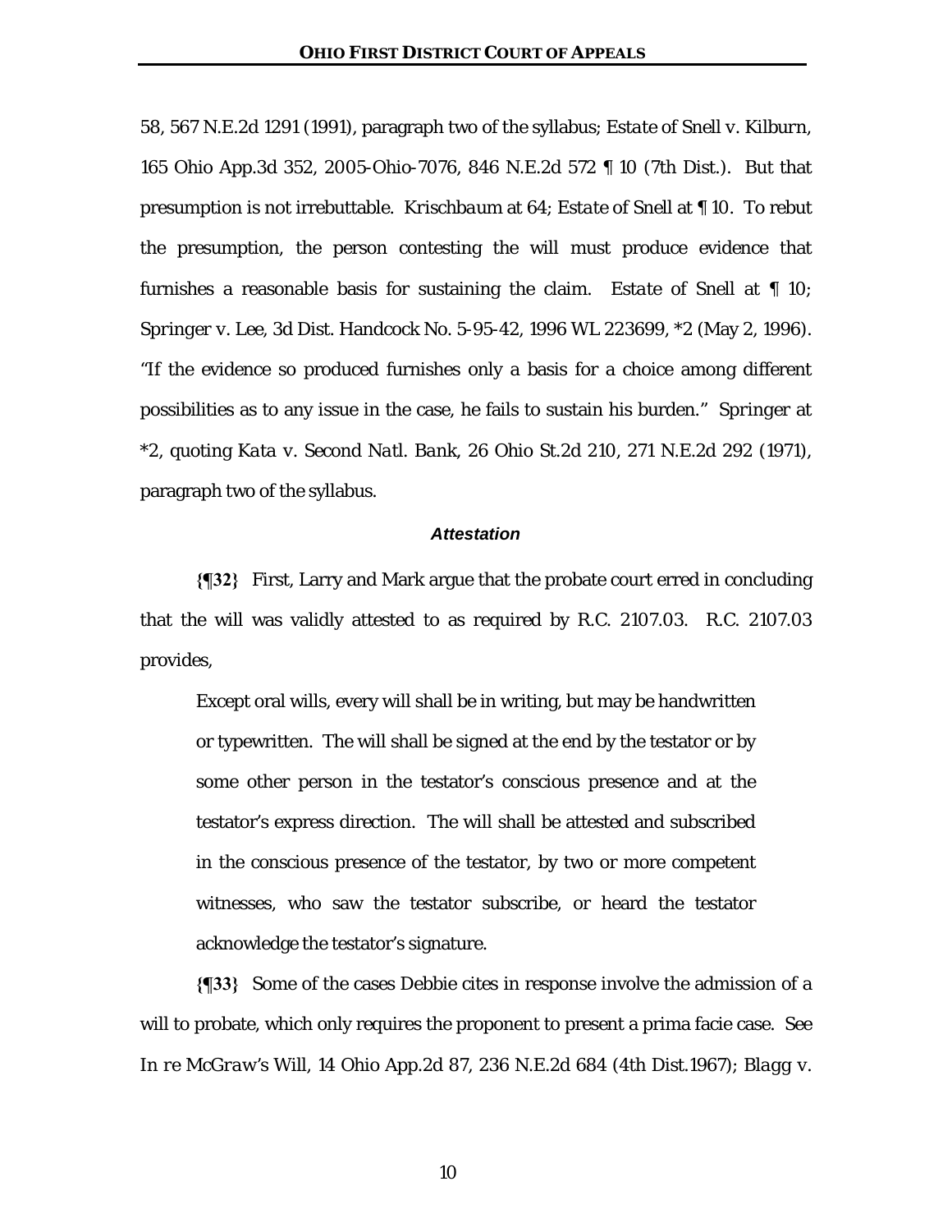58, 567 N.E.2d 1291 (1991), paragraph two of the syllabus; *Estate of Snell v. Kilburn*, 165 Ohio App.3d 352, 2005-Ohio-7076, 846 N.E.2d 572 ¶ 10 (7th Dist.). But that presumption is not irrebuttable. *Krischbaum* at 64; *Estate of Snell* at ¶ 10. To rebut the presumption, the person contesting the will must produce evidence that furnishes a reasonable basis for sustaining the claim. *Estate of Snell* at ¶ 10; Springer v. Lee, 3d Dist. Handcock No. 5-95-42, 1996 WL 223699, *2 (May 2, 1996). "If the evidence so produced furnishes only a basis for a choice among different possibilities as to any issue in the case, he fails to sustain his burden." Springer at *2, quoting *Kata v. Second Natl. Bank*, 26 Ohio St.2d 210, 271 N.E.2d 292 (1971), paragraph two of the syllabus.

### *Attestation*

**{¶32}** First, Larry and Mark argue that the probate court erred in concluding that the will was validly attested to as required by R.C. 2107.03. R.C. 2107.03 provides,

> Except oral wills, every will shall be in writing, but may be handwritten or typewritten. The will shall be signed at the end by the testator or by some other person in the testator's conscious presence and at the testator's express direction. The will shall be attested and subscribed in the conscious presence of the testator, by two or more competent witnesses, who saw the testator subscribe, or heard the testator acknowledge the testator's signature.

**{¶33}** Some of the cases Debbie cites in response involve the admission of a will to probate, which only requires the proponent to present a prima facie case. See *In re McGraw's Will*, 14 Ohio App.2d 87, 236 N.E.2d 684 (4th Dist.1967); *Blagg v.*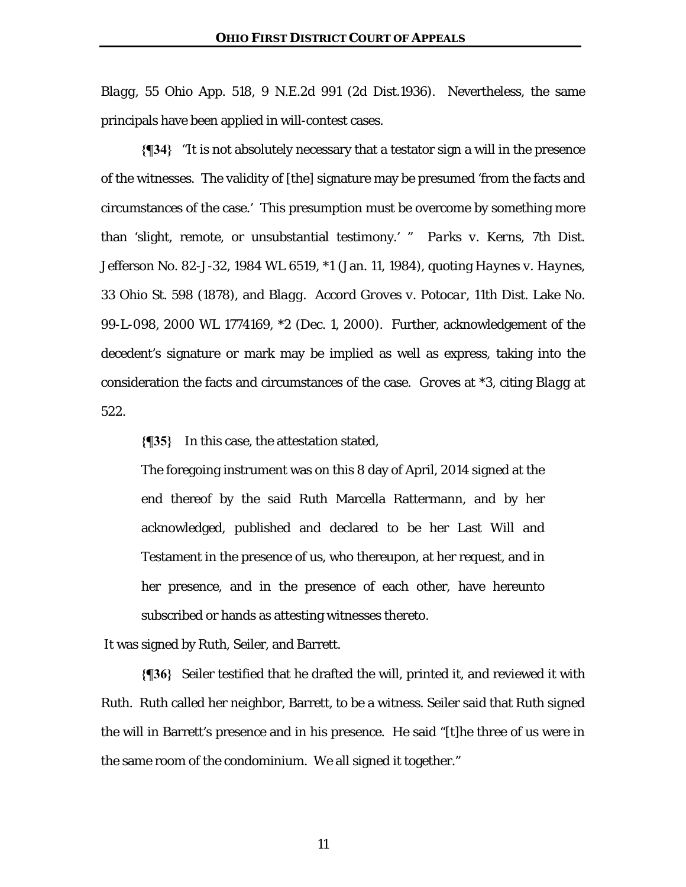*Blagg*, 55 Ohio App. 518, 9 N.E.2d 991 (2d Dist.1936). Nevertheless, the same principals have been applied in will-contest cases.

**{¶34}** "It is not absolutely necessary that a testator sign a will in the presence of the witnesses. The validity of [the] signature may be presumed 'from the facts and circumstances of the case.' This presumption must be overcome by something more than 'slight, remote, or unsubstantial testimony.' " *Parks v. Kerns*, 7th Dist. Jefferson No. 82-J-32, 1984 WL 6519, *1 (Jan. 11, 1984), quoting *Haynes v. Haynes*, 33 Ohio St. 598 (1878), and *Blagg*. Accord *Groves v. Potocar*, 11th Dist. Lake No. 99-L-098, 2000 WL 1774169, *2 (Dec. 1, 2000). Further, acknowledgement of the decedent's signature or mark may be implied as well as express, taking into the consideration the facts and circumstances of the case. *Groves* at *3, citing *Blagg* at 522.

**{¶35}** In this case, the attestation stated,

> The foregoing instrument was on this 8 day of April, 2014 signed at the end thereof by the said Ruth Marcella Rattermann, and by her acknowledged, published and declared to be her Last Will and Testament in the presence of us, who thereupon, at her request, and in her presence, and in the presence of each other, have hereunto subscribed or hands as attesting witnesses thereto.

It was signed by Ruth, Seiler, and Barrett.

**{¶36}** Seiler testified that he drafted the will, printed it, and reviewed it with Ruth. Ruth called her neighbor, Barrett, to be a witness. Seiler said that Ruth signed the will in Barrett's presence and in his presence. He said "[t]he three of us were in the same room of the condominium. We all signed it together."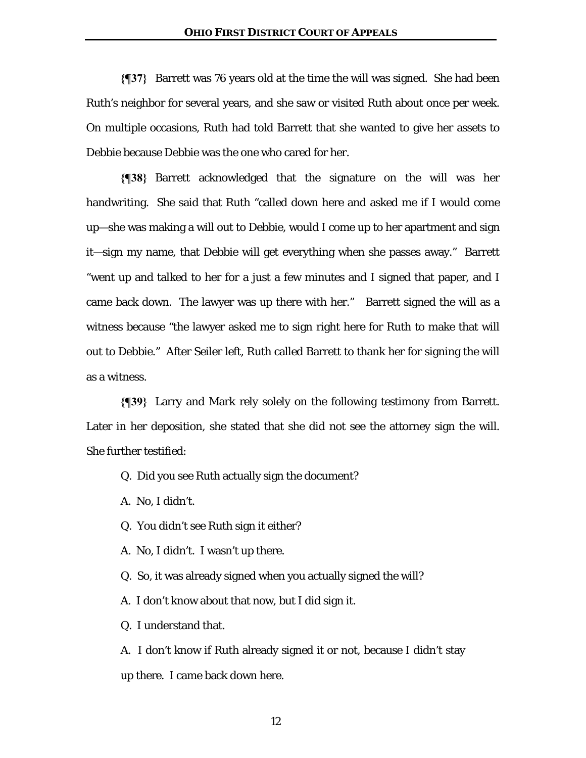**{¶37}** Barrett was 76 years old at the time the will was signed. She had been Ruth's neighbor for several years, and she saw or visited Ruth about once per week. On multiple occasions, Ruth had told Barrett that she wanted to give her assets to Debbie because Debbie was the one who cared for her.

**{¶38}** Barrett acknowledged that the signature on the will was her handwriting. She said that Ruth "called down here and asked me if I would come up—she was making a will out to Debbie, would I come up to her apartment and sign it—sign my name, that Debbie will get everything when she passes away." Barrett "went up and talked to her for a just a few minutes and I signed that paper, and I came back down. The lawyer was up there with her." Barrett signed the will as a witness because "the lawyer asked me to sign right here for Ruth to make that will out to Debbie." After Seiler left, Ruth called Barrett to thank her for signing the will as a witness.

**{¶39}** Larry and Mark rely solely on the following testimony from Barrett. Later in her deposition, she stated that she did not see the attorney sign the will. She further testified:

> Q. Did you see Ruth actually sign the document?
>
> A. No, I didn't.
>
> Q. You didn't see Ruth sign it either?
>
> A. No, I didn't. I wasn't up there.
>
> Q. So, it was already signed when you actually signed the will?
>
> A. I don't know about that now, but I did sign it.
>
> Q. I understand that.
>
> A. I don't know if Ruth already signed it or not, because I didn't stay up there. I came back down here.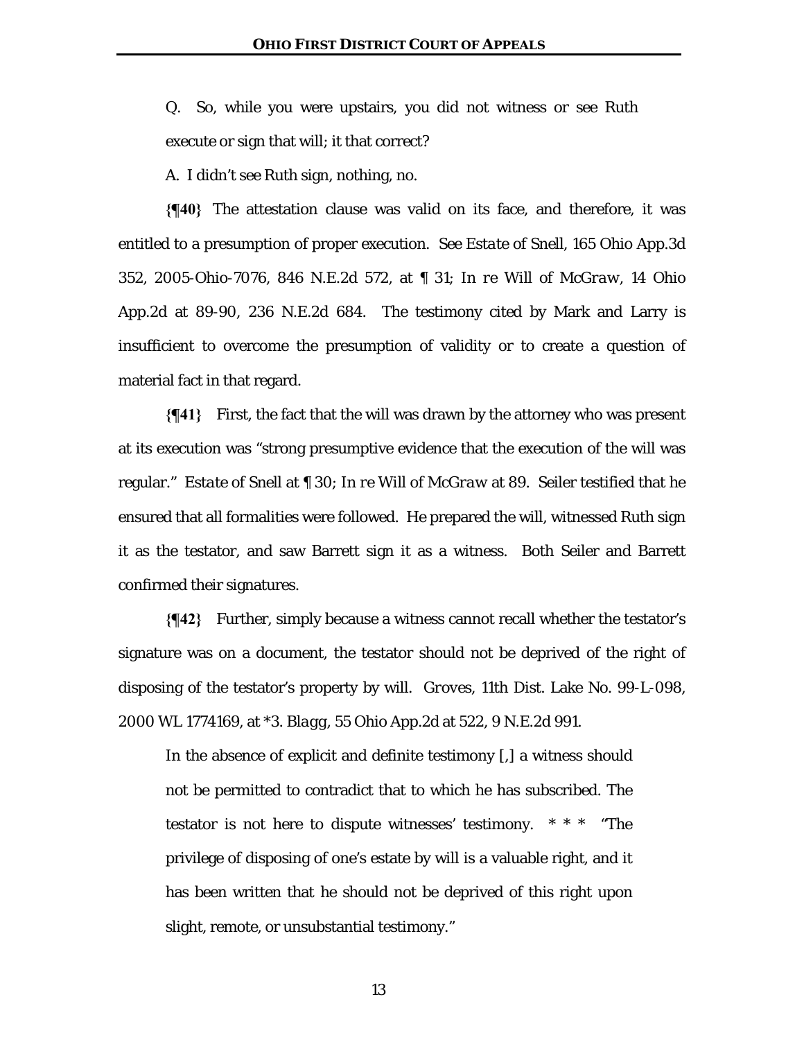Q. So, while you were upstairs, you did not witness or see Ruth execute or sign that will; it that correct?

A. I didn't see Ruth sign, nothing, no.

**{¶40}** The attestation clause was valid on its face, and therefore, it was entitled to a presumption of proper execution. *See Estate of Snell*, 165 Ohio App.3d 352, 2005-Ohio-7076, 846 N.E.2d 572, at ¶ 31; *In re Will of McGraw*, 14 Ohio App.2d at 89-90, 236 N.E.2d 684. The testimony cited by Mark and Larry is insufficient to overcome the presumption of validity or to create a question of material fact in that regard.

**{¶41}** First, the fact that the will was drawn by the attorney who was present at its execution was "strong presumptive evidence that the execution of the will was regular." *Estate of Snell* at ¶ 30; *In re Will of McGraw* at 89. Seiler testified that he ensured that all formalities were followed. He prepared the will, witnessed Ruth sign it as the testator, and saw Barrett sign it as a witness. Both Seiler and Barrett confirmed their signatures.

**{¶42}** Further, simply because a witness cannot recall whether the testator's signature was on a document, the testator should not be deprived of the right of disposing of the testator's property by will. *Groves*, 11th Dist. Lake No. 99-L-098, 2000 WL 1774169, at *3. *Blagg*, 55 Ohio App.2d at 522, 9 N.E.2d 991.

> In the absence of explicit and definite testimony [,] a witness should not be permitted to contradict that to which he has subscribed. The testator is not here to dispute witnesses' testimony. * * * "The privilege of disposing of one's estate by will is a valuable right, and it has been written that he should not be deprived of this right upon slight, remote, or unsubstantial testimony."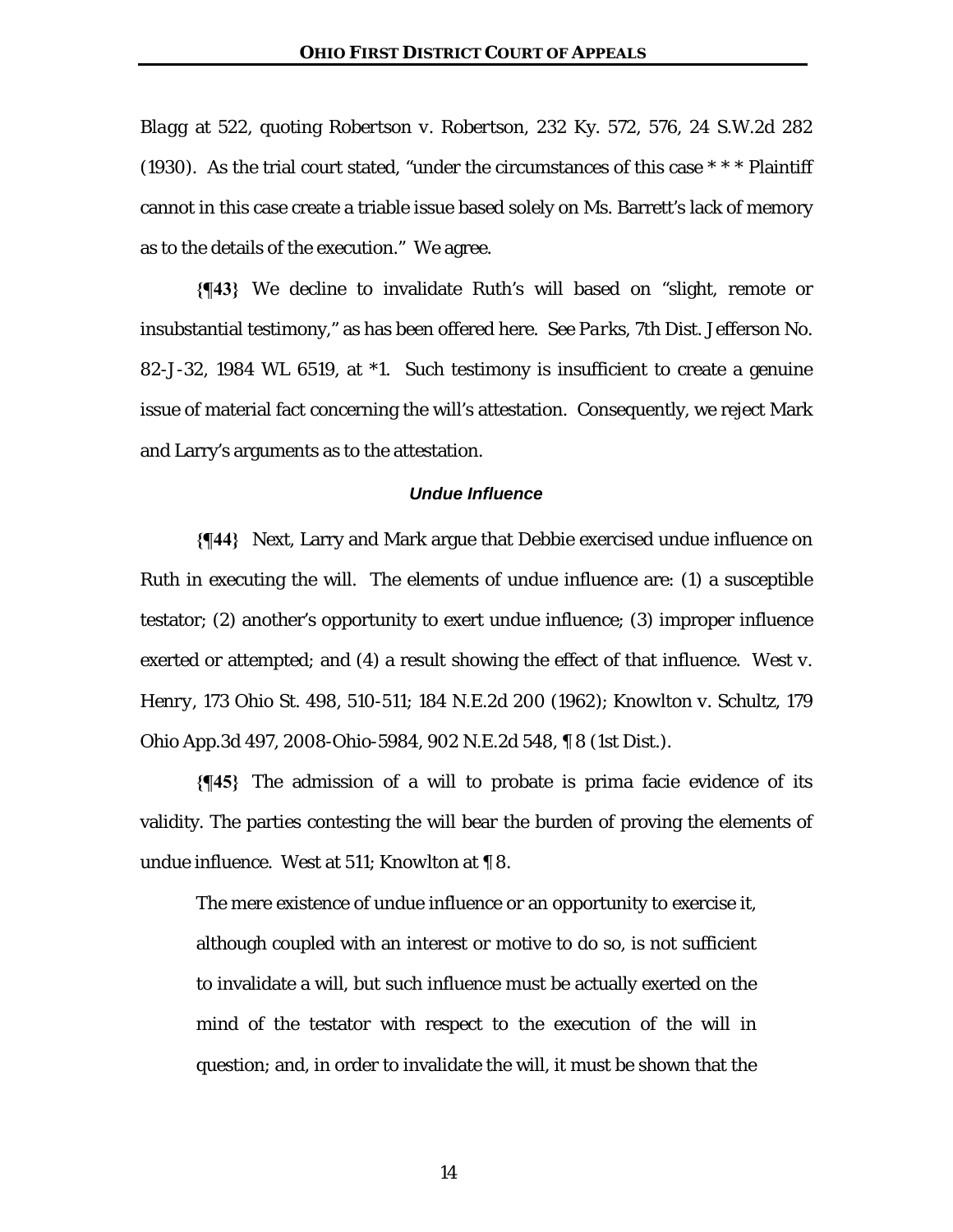*Blagg* at 522, quoting *Robertson v. Robertson*, 232 Ky. 572, 576, 24 S.W.2d 282 (1930). As the trial court stated, "under the circumstances of this case * * * Plaintiff cannot in this case create a triable issue based solely on Ms. Barrett's lack of memory as to the details of the execution." We agree.

**{¶43}** We decline to invalidate Ruth's will based on "slight, remote or insubstantial testimony," as has been offered here. See *Parks*, 7th Dist. Jefferson No. 82-J-32, 1984 WL 6519, at *1. Such testimony is insufficient to create a genuine issue of material fact concerning the will's attestation. Consequently, we reject Mark and Larry's arguments as to the attestation.

### *Undue Influence*

**{¶44}** Next, Larry and Mark argue that Debbie exercised undue influence on Ruth in executing the will. The elements of undue influence are: (1) a susceptible testator; (2) another's opportunity to exert undue influence; (3) improper influence exerted or attempted; and (4) a result showing the effect of that influence. *West v. Henry*, 173 Ohio St. 498, 510-511; 184 N.E.2d 200 (1962); *Knowlton v. Schultz*, 179 Ohio App.3d 497, 2008-Ohio-5984, 902 N.E.2d 548, ¶ 8 (1st Dist.).

**{¶45}** The admission of a will to probate is prima facie evidence of its validity. The parties contesting the will bear the burden of proving the elements of undue influence. *West* at 511; *Knowlton* at ¶ 8.

> The mere existence of undue influence or an opportunity to exercise it, although coupled with an interest or motive to do so, is not sufficient to invalidate a will, but such influence must be actually exerted on the mind of the testator with respect to the execution of the will in question; and, in order to invalidate the will, it must be shown that the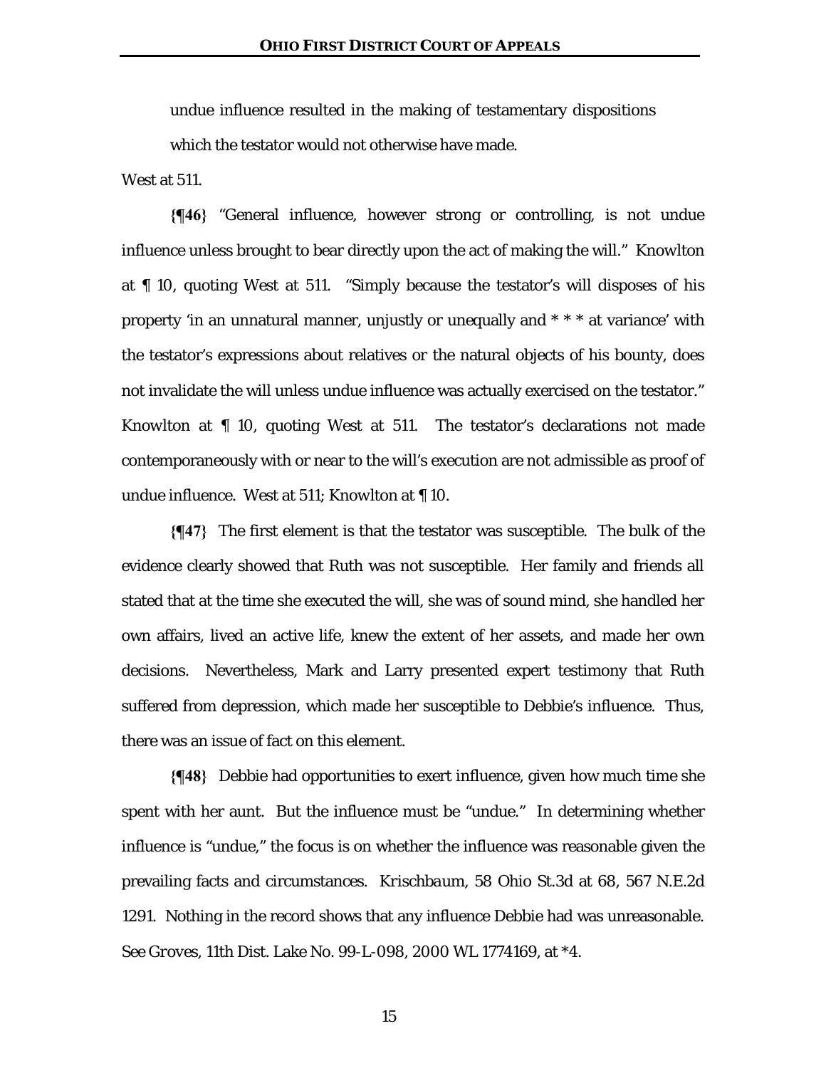undue influence resulted in the making of testamentary dispositions which the testator would not otherwise have made.

West at 511.

**{¶46}** "General influence, however strong or controlling, is not undue influence unless brought to bear directly upon the act of making the will." Knowlton at ¶ 10, quoting West at 511. "Simply because the testator's will disposes of his property 'in an unnatural manner, unjustly or unequally and * * * at variance' with the testator's expressions about relatives or the natural objects of his bounty, does not invalidate the will unless undue influence was actually exercised on the testator." Knowlton at ¶ 10, quoting West at 511. The testator's declarations not made contemporaneously with or near to the will's execution are not admissible as proof of undue influence. West at 511; Knowlton at ¶ 10.

**{¶47}** The first element is that the testator was susceptible. The bulk of the evidence clearly showed that Ruth was not susceptible. Her family and friends all stated that at the time she executed the will, she was of sound mind, she handled her own affairs, lived an active life, knew the extent of her assets, and made her own decisions. Nevertheless, Mark and Larry presented expert testimony that Ruth suffered from depression, which made her susceptible to Debbie's influence. Thus, there was an issue of fact on this element.

**{¶48}** Debbie had opportunities to exert influence, given how much time she spent with her aunt. But the influence must be "undue." In determining whether influence is "undue," the focus is on whether the influence was reasonable given the prevailing facts and circumstances. *Krischbaum*, 58 Ohio St.3d at 68, 567 N.E.2d 1291. Nothing in the record shows that any influence Debbie had was unreasonable. *See Groves*, 11th Dist. Lake No. 99-L-098, 2000 WL 1774169, at *4.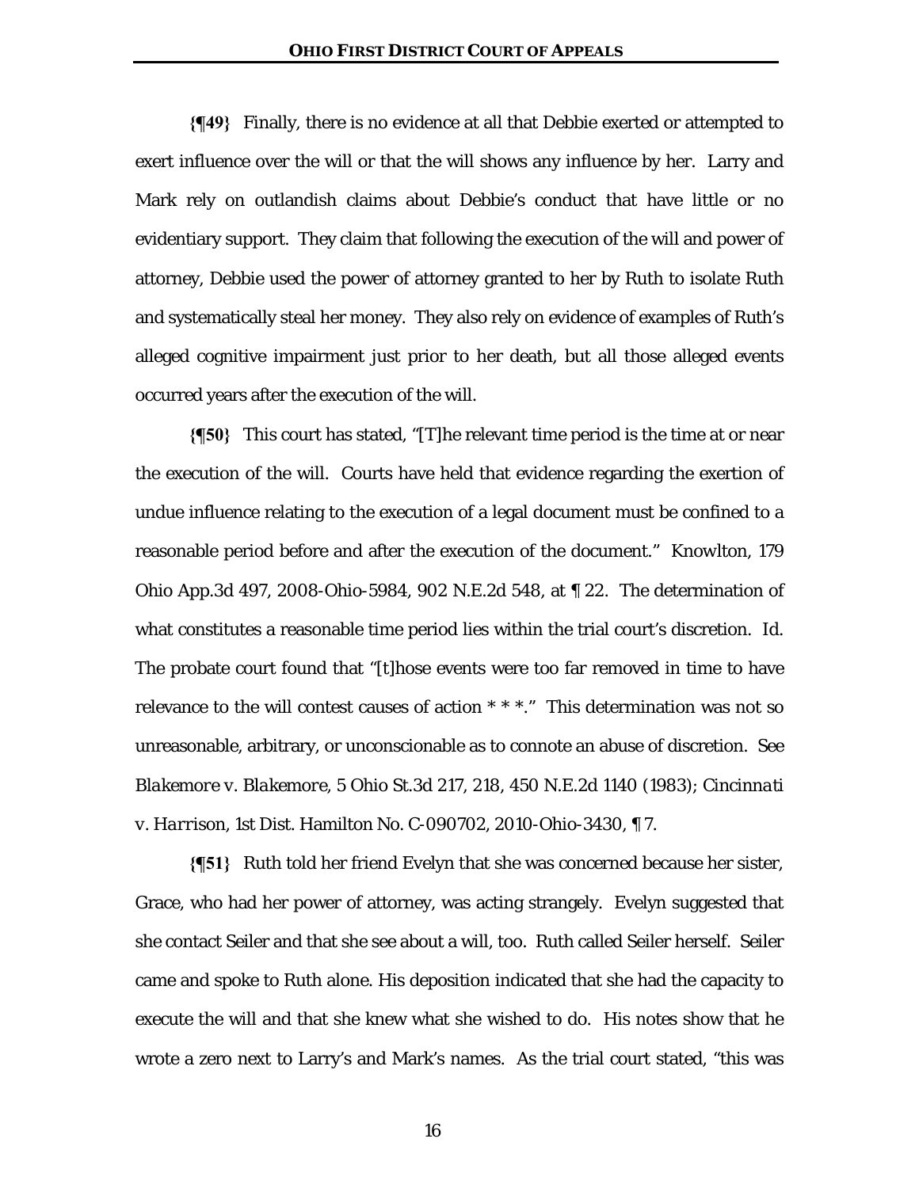**{¶49}** Finally, there is no evidence at all that Debbie exerted or attempted to exert influence over the will or that the will shows any influence by her. Larry and Mark rely on outlandish claims about Debbie's conduct that have little or no evidentiary support. They claim that following the execution of the will and power of attorney, Debbie used the power of attorney granted to her by Ruth to isolate Ruth and systematically steal her money. They also rely on evidence of examples of Ruth's alleged cognitive impairment just prior to her death, but all those alleged events occurred years after the execution of the will.

**{¶50}** This court has stated, "[T]he relevant time period is the time at or near the execution of the will. Courts have held that evidence regarding the exertion of undue influence relating to the execution of a legal document must be confined to a reasonable period before and after the execution of the document." Knowlton, 179 Ohio App.3d 497, 2008-Ohio-5984, 902 N.E.2d 548, at ¶ 22. The determination of what constitutes a reasonable time period lies within the trial court's discretion. Id. The probate court found that "[t]hose events were too far removed in time to have relevance to the will contest causes of action * * *." This determination was not so unreasonable, arbitrary, or unconscionable as to connote an abuse of discretion. See *Blakemore v. Blakemore*, 5 Ohio St.3d 217, 218, 450 N.E.2d 1140 (1983); *Cincinnati v. Harrison*, 1st Dist. Hamilton No. C-090702, 2010-Ohio-3430, ¶ 7.

**{¶51}** Ruth told her friend Evelyn that she was concerned because her sister, Grace, who had her power of attorney, was acting strangely. Evelyn suggested that she contact Seiler and that she see about a will, too. Ruth called Seiler herself. Seiler came and spoke to Ruth alone. His deposition indicated that she had the capacity to execute the will and that she knew what she wished to do. His notes show that he wrote a zero next to Larry's and Mark's names. As the trial court stated, "this was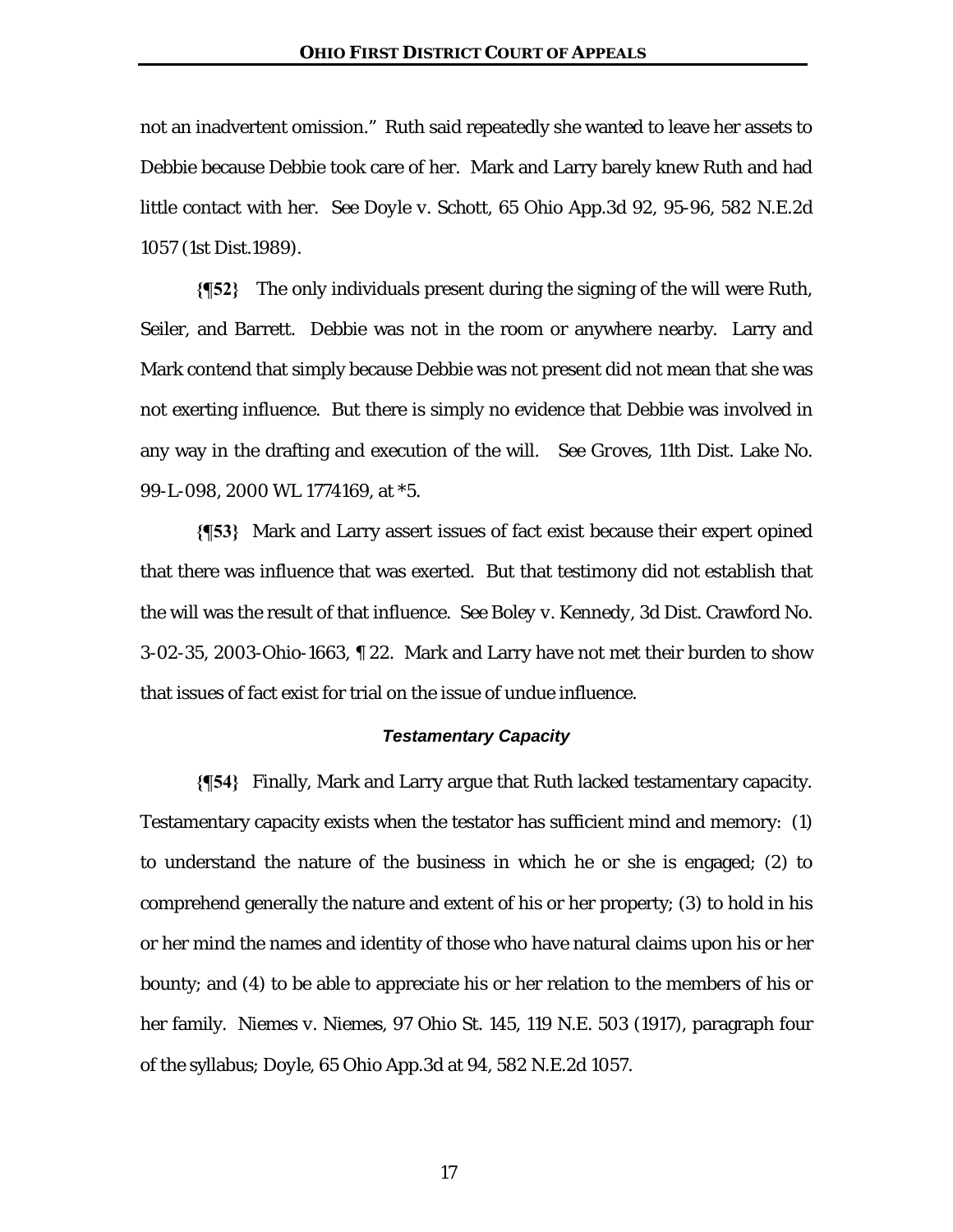not an inadvertent omission." Ruth said repeatedly she wanted to leave her assets to Debbie because Debbie took care of her. Mark and Larry barely knew Ruth and had little contact with her. *See Doyle v. Schott*, 65 Ohio App.3d 92, 95-96, 582 N.E.2d 1057 (1st Dist.1989).

**{¶52}** The only individuals present during the signing of the will were Ruth, Seiler, and Barrett. Debbie was not in the room or anywhere nearby. Larry and Mark contend that simply because Debbie was not present did not mean that she was not exerting influence. But there is simply no evidence that Debbie was involved in any way in the drafting and execution of the will. *See Groves*, 11th Dist. Lake No. 99-L-098, 2000 WL 1774169, at *5.

**{¶53}** Mark and Larry assert issues of fact exist because their expert opined that there was influence that was exerted. But that testimony did not establish that the will was the result of that influence. *See Boley v. Kennedy*, 3d Dist. Crawford No. 3-02-35, 2003-Ohio-1663, ¶ 22. Mark and Larry have not met their burden to show that issues of fact exist for trial on the issue of undue influence.

### *Testamentary Capacity*

**{¶54}** Finally, Mark and Larry argue that Ruth lacked testamentary capacity. Testamentary capacity exists when the testator has sufficient mind and memory: (1) to understand the nature of the business in which he or she is engaged; (2) to comprehend generally the nature and extent of his or her property; (3) to hold in his or her mind the names and identity of those who have natural claims upon his or her bounty; and (4) to be able to appreciate his or her relation to the members of his or her family. *Niemes v. Niemes*, 97 Ohio St. 145, 119 N.E. 503 (1917), paragraph four of the syllabus; *Doyle*, 65 Ohio App.3d at 94, 582 N.E.2d 1057.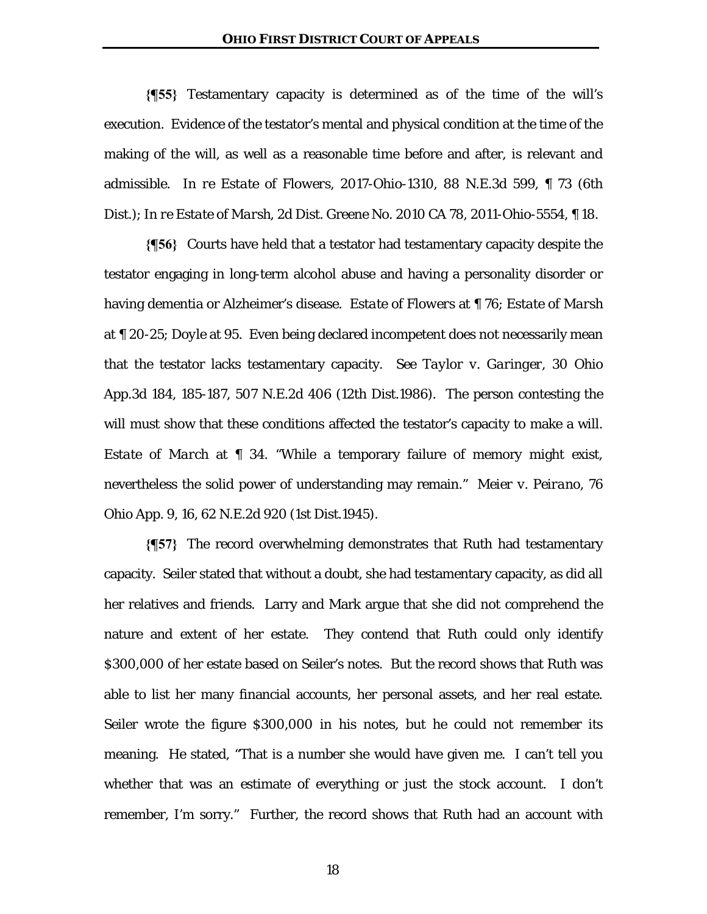**{¶55}** Testamentary capacity is determined as of the time of the will's execution. Evidence of the testator's mental and physical condition at the time of the making of the will, as well as a reasonable time before and after, is relevant and admissible. *In re Estate of Flowers*, 2017-Ohio-1310, 88 N.E.3d 599, ¶ 73 (6th Dist.); *In re Estate of Marsh*, 2d Dist. Greene No. 2010 CA 78, 2011-Ohio-5554, ¶ 18.

**{¶56}** Courts have held that a testator had testamentary capacity despite the testator engaging in long-term alcohol abuse and having a personality disorder or having dementia or Alzheimer's disease. *Estate of Flowers* at ¶ 76; *Estate of Marsh* at ¶ 20-25; *Doyle* at 95. Even being declared incompetent does not necessarily mean that the testator lacks testamentary capacity. See *Taylor v. Garinger*, 30 Ohio App.3d 184, 185-187, 507 N.E.2d 406 (12th Dist.1986). The person contesting the will must show that these conditions affected the testator's capacity to make a will. *Estate of March* at ¶ 34. "While a temporary failure of memory might exist, nevertheless the solid power of understanding may remain." *Meier v. Peirano*, 76 Ohio App. 9, 16, 62 N.E.2d 920 (1st Dist.1945).

**{¶57}** The record overwhelming demonstrates that Ruth had testamentary capacity. Seiler stated that without a doubt, she had testamentary capacity, as did all her relatives and friends. Larry and Mark argue that she did not comprehend the nature and extent of her estate. They contend that Ruth could only identify $300,000 of her estate based on Seiler's notes. But the record shows that Ruth was able to list her many financial accounts, her personal assets, and her real estate. Seiler wrote the figure $300,000 in his notes, but he could not remember its meaning. He stated, "That is a number she would have given me. I can't tell you whether that was an estimate of everything or just the stock account. I don't remember, I'm sorry." Further, the record shows that Ruth had an account with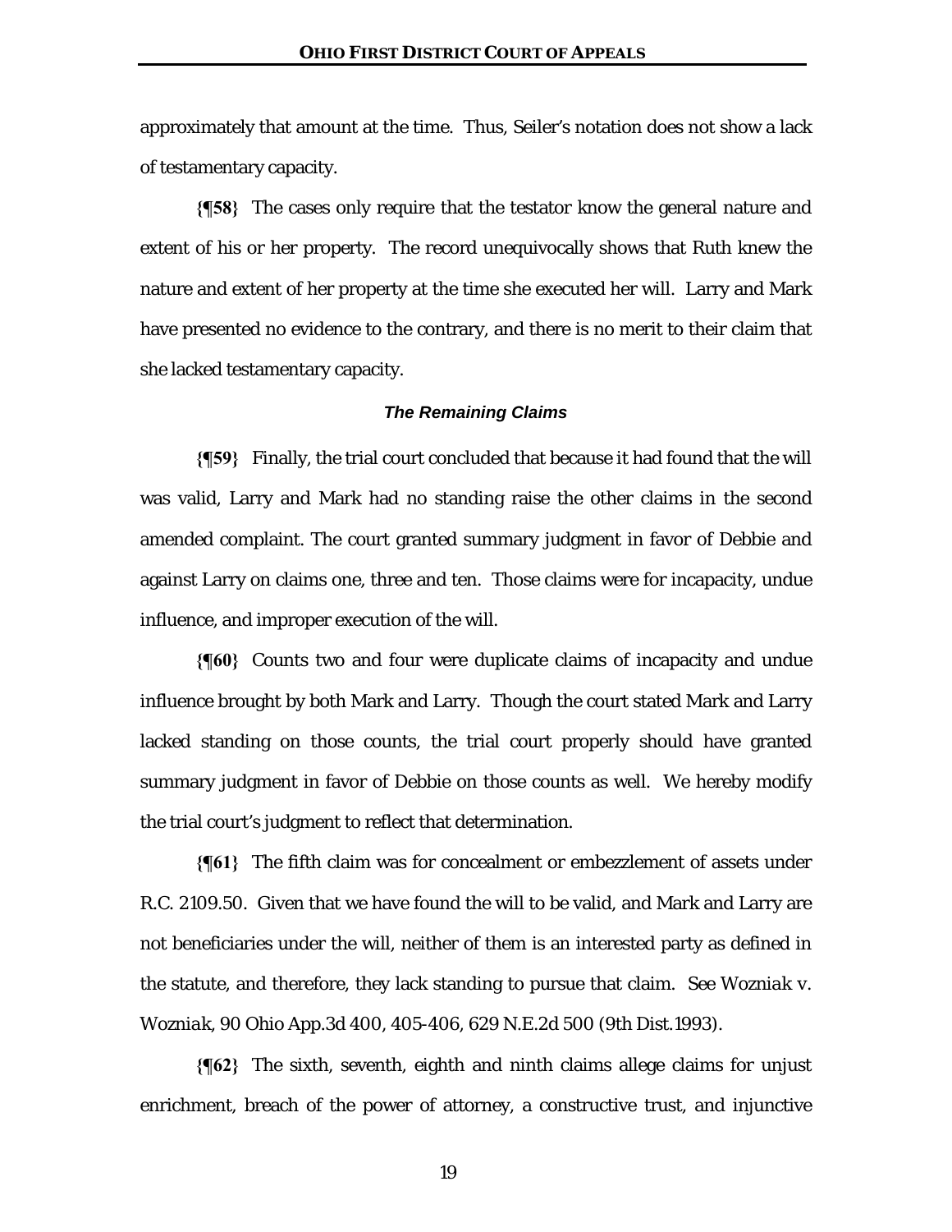approximately that amount at the time. Thus, Seiler's notation does not show a lack of testamentary capacity.

**{¶58}** The cases only require that the testator know the general nature and extent of his or her property. The record unequivocally shows that Ruth knew the nature and extent of her property at the time she executed her will. Larry and Mark have presented no evidence to the contrary, and there is no merit to their claim that she lacked testamentary capacity.

### *The Remaining Claims*

**{¶59}** Finally, the trial court concluded that because it had found that the will was valid, Larry and Mark had no standing raise the other claims in the second amended complaint. The court granted summary judgment in favor of Debbie and against Larry on claims one, three and ten. Those claims were for incapacity, undue influence, and improper execution of the will.

**{¶60}** Counts two and four were duplicate claims of incapacity and undue influence brought by both Mark and Larry. Though the court stated Mark and Larry lacked standing on those counts, the trial court properly should have granted summary judgment in favor of Debbie on those counts as well. We hereby modify the trial court's judgment to reflect that determination.

**{¶61}** The fifth claim was for concealment or embezzlement of assets under R.C. 2109.50. Given that we have found the will to be valid, and Mark and Larry are not beneficiaries under the will, neither of them is an interested party as defined in the statute, and therefore, they lack standing to pursue that claim. See *Wozniak v. Wozniak*, 90 Ohio App.3d 400, 405-406, 629 N.E.2d 500 (9th Dist.1993).

**{¶62}** The sixth, seventh, eighth and ninth claims allege claims for unjust enrichment, breach of the power of attorney, a constructive trust, and injunctive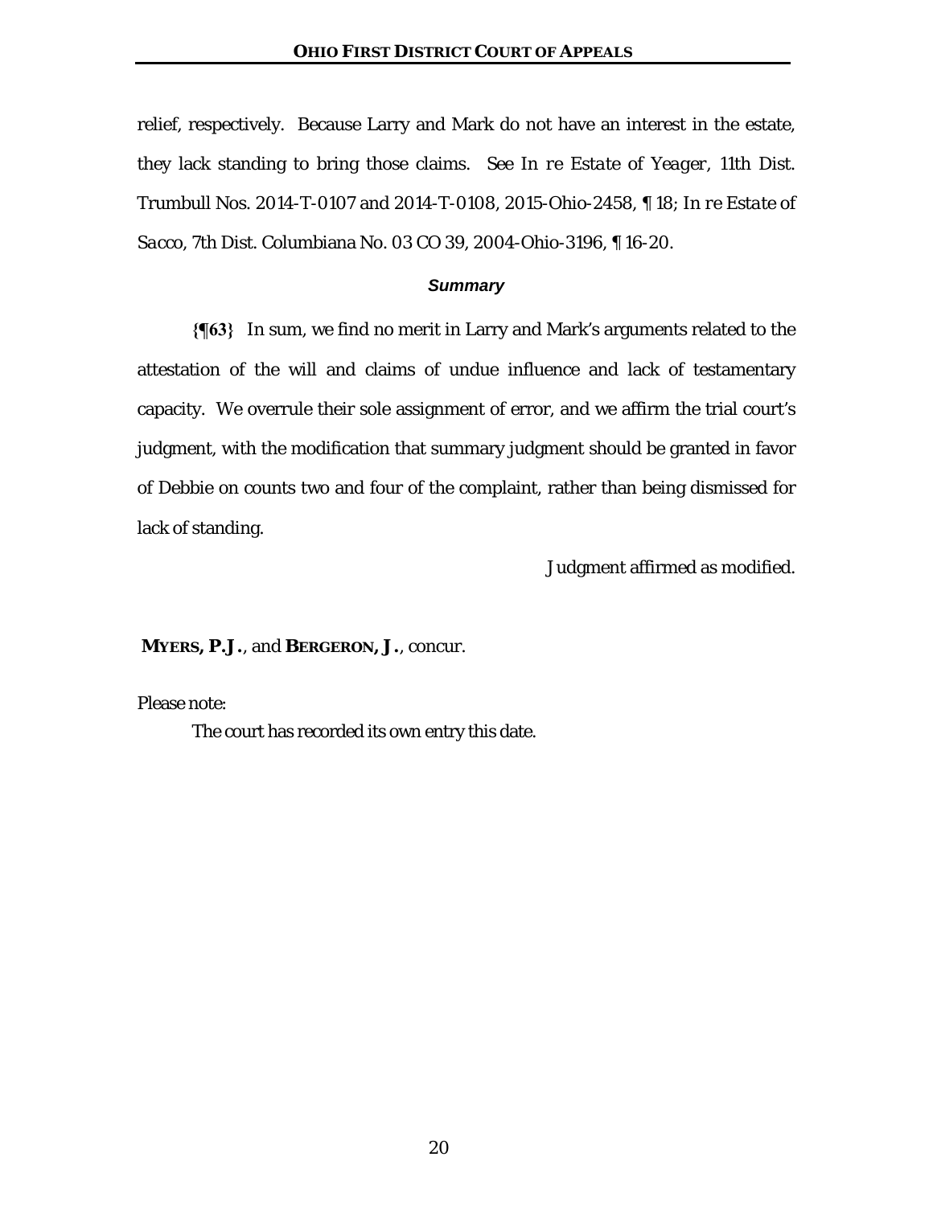relief, respectively. Because Larry and Mark do not have an interest in the estate, they lack standing to bring those claims. *See In re Estate of Yeager*, 11th Dist. Trumbull Nos. 2014-T-0107 and 2014-T-0108, 2015-Ohio-2458, ¶ 18; *In re Estate of Sacco*, 7th Dist. Columbiana No. 03 CO 39, 2004-Ohio-3196, ¶ 16-20.

### *Summary*

**{¶63}** In sum, we find no merit in Larry and Mark's arguments related to the attestation of the will and claims of undue influence and lack of testamentary capacity. We overrule their sole assignment of error, and we affirm the trial court's judgment, with the modification that summary judgment should be granted in favor of Debbie on counts two and four of the complaint, rather than being dismissed for lack of standing.

Judgment affirmed as modified.

**MYERS, P.J.**, and **BERGERON, J.**, concur.

Please note:

The court has recorded its own entry this date.